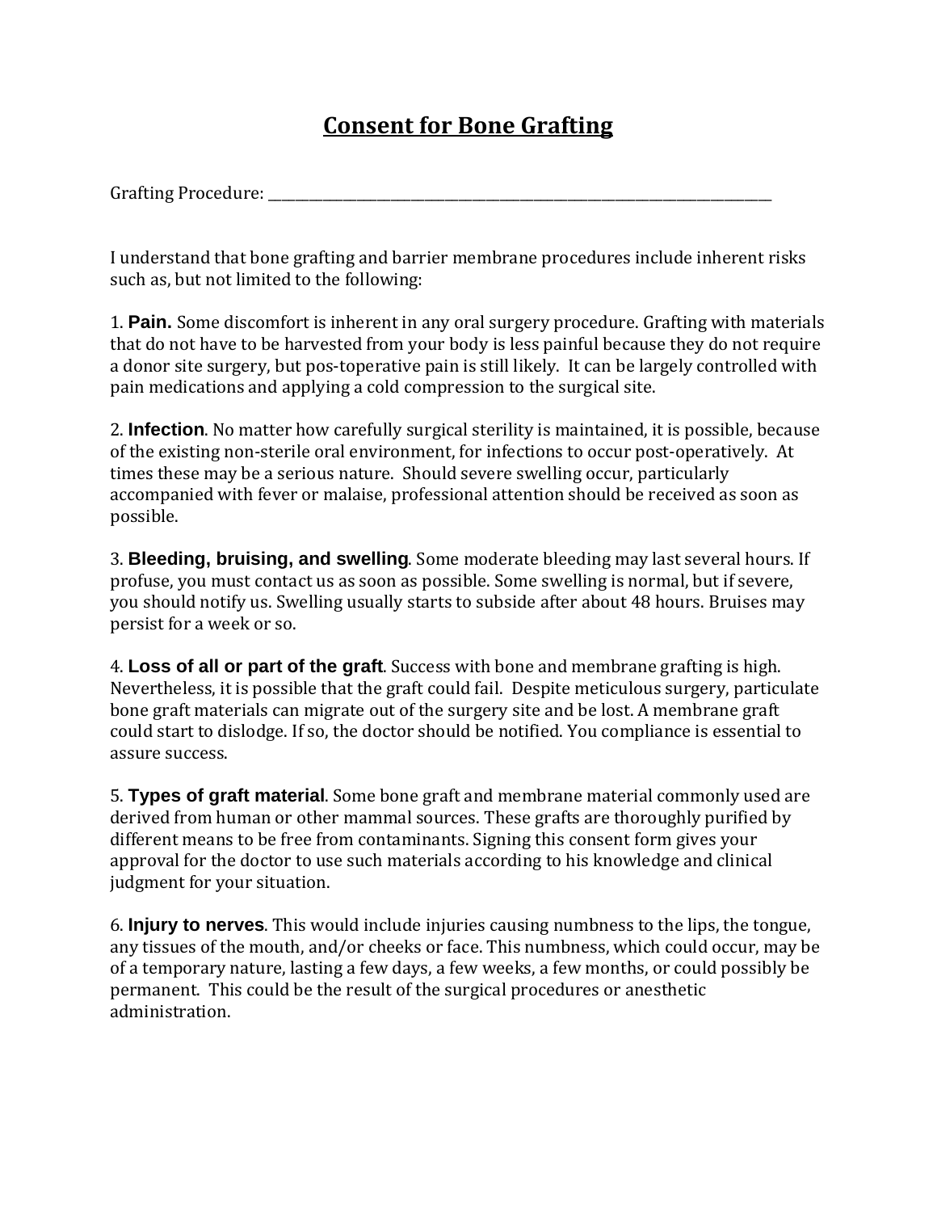# Consent for Bone Grafting

Grafting Procedure: \_\_\_\_\_\_\_\_\_\_\_\_\_\_\_\_\_\_\_\_\_\_\_\_\_\_\_\_\_\_\_\_\_\_\_\_\_\_\_\_\_\_\_\_\_\_\_\_\_\_\_\_\_\_\_\_\_\_\_\_\_\_\_\_\_\_\_\_\_\_\_\_\_\_\_\_

I understand that bone grafting and barrier membrane procedures include inherent risks such as, but not limited to the following:

1. **Pain.** Some discomfort is inherent in any oral surgery procedure. Grafting with materials that do not have to be harvested from your body is less painful because they do not require a donor site surgery, but pos-toperative pain is still likely. It can be largely controlled with pain medications and applying a cold compression to the surgical site.

2. **Infection**. No matter how carefully surgical sterility is maintained, it is possible, because of the existing non-sterile oral environment, for infections to occur post-operatively. At times these may be a serious nature. Should severe swelling occur, particularly accompanied with fever or malaise, professional attention should be received as soon as possible.

3. **Bleeding, bruising, and swelling**. Some moderate bleeding may last several hours. If profuse, you must contact us as soon as possible. Some swelling is normal, but if severe, you should notify us. Swelling usually starts to subside after about 48 hours. Bruises may persist for a week or so.

4. **Loss of all or part of the graft**. Success with bone and membrane grafting is high. Nevertheless, it is possible that the graft could fail. Despite meticulous surgery, particulate bone graft materials can migrate out of the surgery site and be lost. A membrane graft could start to dislodge. If so, the doctor should be notified. You compliance is essential to assure success.

5. **Types of graft material**. Some bone graft and membrane material commonly used are derived from human or other mammal sources. These grafts are thoroughly purified by different means to be free from contaminants. Signing this consent form gives your approval for the doctor to use such materials according to his knowledge and clinical judgment for your situation.

6. **Injury to nerves**. This would include injuries causing numbness to the lips, the tongue, any tissues of the mouth, and/or cheeks or face. This numbness, which could occur, may be of a temporary nature, lasting a few days, a few weeks, a few months, or could possibly be permanent. This could be the result of the surgical procedures or anesthetic administration.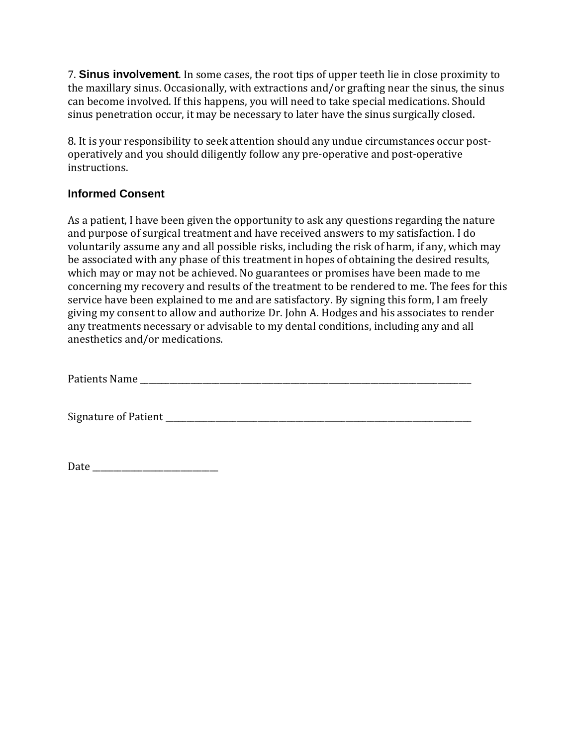7. **Sinus involvement**. In some cases, the root tips of upper teeth lie in close proximity to the maxillary sinus. Occasionally, with extractions and/or grafting near the sinus, the sinus can become involved. If this happens, you will need to take special medications. Should sinus penetration occur, it may be necessary to later have the sinus surgically closed.

8. It is your responsibility to seek attention should any undue circumstances occur post-operatively and you should diligently follow any pre-operative and post-operative instructions.

### Informed Consent

As a patient, I have been given the opportunity to ask any questions regarding the nature and purpose of surgical treatment and have received answers to my satisfaction. I do voluntarily assume any and all possible risks, including the risk of harm, if any, which may be associated with any phase of this treatment in hopes of obtaining the desired results, which may or may not be achieved. No guarantees or promises have been made to me concerning my recovery and results of the treatment to be rendered to me. The fees for this service have been explained to me and are satisfactory. By signing this form, I am freely giving my consent to allow and authorize Dr. John A. Hodges and his associates to render any treatments necessary or advisable to my dental conditions, including any and all anesthetics and/or medications.

Patients Name ________________________________________________________________________________

Signature of Patient ___________________________________________________________________________

Date ______________________________